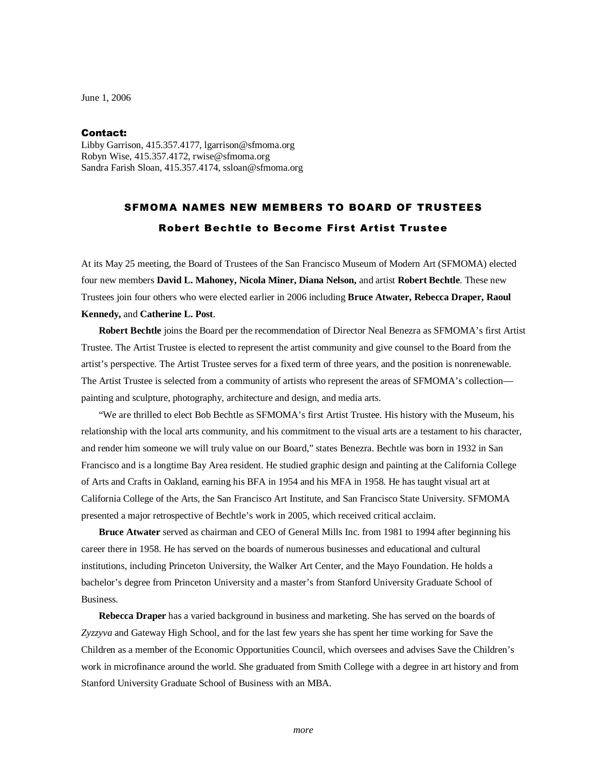June 1, 2006

**Contact:**
Libby Garrison, 415.357.4177, lgarrison@sfmoma.org
Robyn Wise, 415.357.4172, rwise@sfmoma.org
Sandra Farish Sloan, 415.357.4174, ssloan@sfmoma.org

# SFMOMA NAMES NEW MEMBERS TO BOARD OF TRUSTEES

## Robert Bechtle to Become First Artist Trustee

At its May 25 meeting, the Board of Trustees of the San Francisco Museum of Modern Art (SFMOMA) elected four new members **David L. Mahoney, Nicola Miner, Diana Nelson,** and artist **Robert Bechtle**. These new Trustees join four others who were elected earlier in 2006 including **Bruce Atwater, Rebecca Draper, Raoul Kennedy,** and **Catherine L. Post**.

**Robert Bechtle** joins the Board per the recommendation of Director Neal Benezra as SFMOMA's first Artist Trustee. The Artist Trustee is elected to represent the artist community and give counsel to the Board from the artist's perspective. The Artist Trustee serves for a fixed term of three years, and the position is nonrenewable. The Artist Trustee is selected from a community of artists who represent the areas of SFMOMA's collection—painting and sculpture, photography, architecture and design, and media arts.

"We are thrilled to elect Bob Bechtle as SFMOMA's first Artist Trustee. His history with the Museum, his relationship with the local arts community, and his commitment to the visual arts are a testament to his character, and render him someone we will truly value on our Board," states Benezra. Bechtle was born in 1932 in San Francisco and is a longtime Bay Area resident. He studied graphic design and painting at the California College of Arts and Crafts in Oakland, earning his BFA in 1954 and his MFA in 1958. He has taught visual art at California College of the Arts, the San Francisco Art Institute, and San Francisco State University. SFMOMA presented a major retrospective of Bechtle's work in 2005, which received critical acclaim.

**Bruce Atwater** served as chairman and CEO of General Mills Inc. from 1981 to 1994 after beginning his career there in 1958. He has served on the boards of numerous businesses and educational and cultural institutions, including Princeton University, the Walker Art Center, and the Mayo Foundation. He holds a bachelor's degree from Princeton University and a master's from Stanford University Graduate School of Business.

**Rebecca Draper** has a varied background in business and marketing. She has served on the boards of *Zyzzyva* and Gateway High School, and for the last few years she has spent her time working for Save the Children as a member of the Economic Opportunities Council, which oversees and advises Save the Children's work in microfinance around the world. She graduated from Smith College with a degree in art history and from Stanford University Graduate School of Business with an MBA.

*more*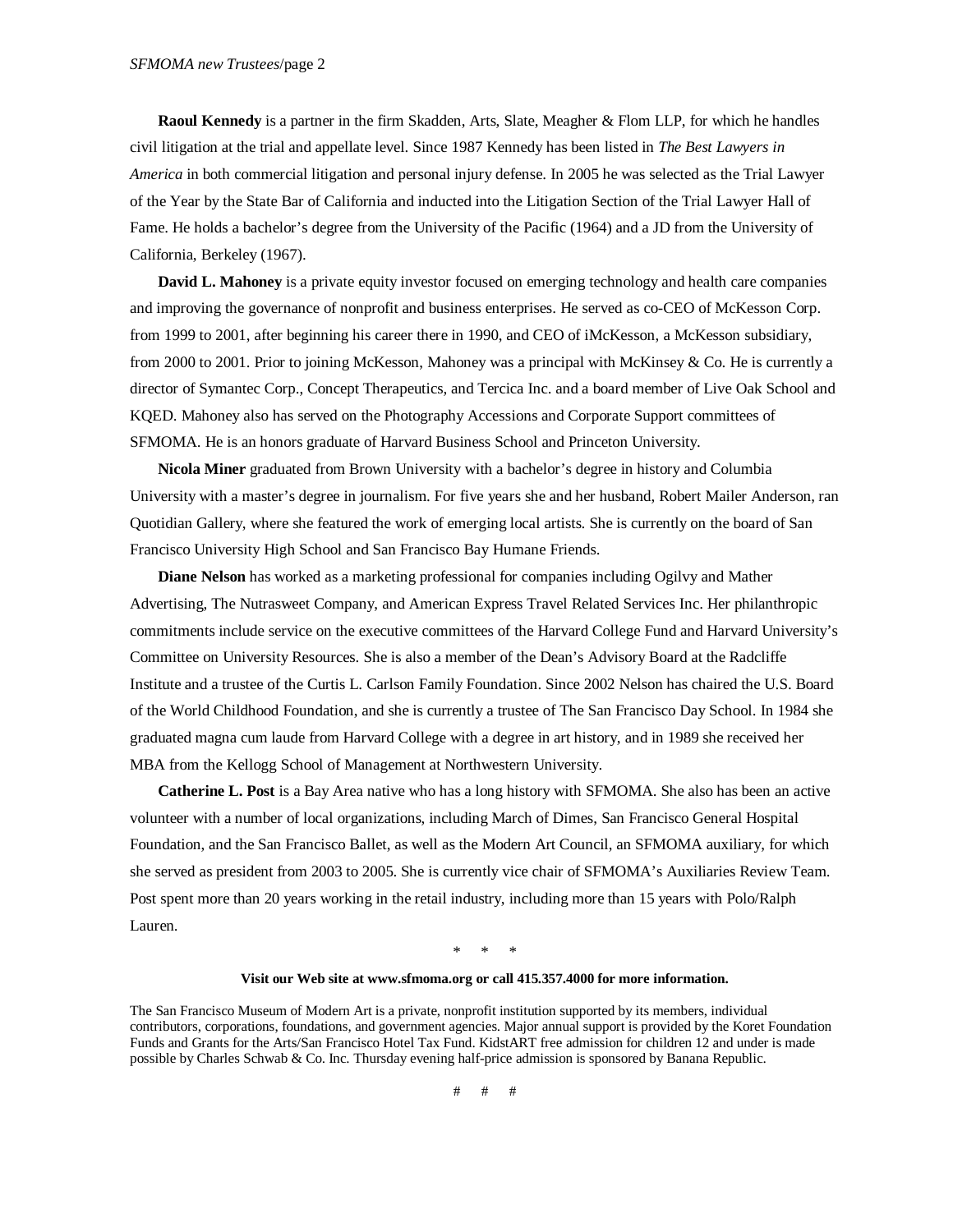**Raoul Kennedy** is a partner in the firm Skadden, Arts, Slate, Meagher & Flom LLP, for which he handles civil litigation at the trial and appellate level. Since 1987 Kennedy has been listed in *The Best Lawyers in America* in both commercial litigation and personal injury defense. In 2005 he was selected as the Trial Lawyer of the Year by the State Bar of California and inducted into the Litigation Section of the Trial Lawyer Hall of Fame. He holds a bachelor's degree from the University of the Pacific (1964) and a JD from the University of California, Berkeley (1967).

**David L. Mahoney** is a private equity investor focused on emerging technology and health care companies and improving the governance of nonprofit and business enterprises. He served as co-CEO of McKesson Corp. from 1999 to 2001, after beginning his career there in 1990, and CEO of iMcKesson, a McKesson subsidiary, from 2000 to 2001. Prior to joining McKesson, Mahoney was a principal with McKinsey & Co. He is currently a director of Symantec Corp., Concept Therapeutics, and Tercica Inc. and a board member of Live Oak School and KQED. Mahoney also has served on the Photography Accessions and Corporate Support committees of SFMOMA. He is an honors graduate of Harvard Business School and Princeton University.

**Nicola Miner** graduated from Brown University with a bachelor's degree in history and Columbia University with a master's degree in journalism. For five years she and her husband, Robert Mailer Anderson, ran Quotidian Gallery, where she featured the work of emerging local artists. She is currently on the board of San Francisco University High School and San Francisco Bay Humane Friends.

**Diane Nelson** has worked as a marketing professional for companies including Ogilvy and Mather Advertising, The Nutrasweet Company, and American Express Travel Related Services Inc. Her philanthropic commitments include service on the executive committees of the Harvard College Fund and Harvard University's Committee on University Resources. She is also a member of the Dean's Advisory Board at the Radcliffe Institute and a trustee of the Curtis L. Carlson Family Foundation. Since 2002 Nelson has chaired the U.S. Board of the World Childhood Foundation, and she is currently a trustee of The San Francisco Day School. In 1984 she graduated magna cum laude from Harvard College with a degree in art history, and in 1989 she received her MBA from the Kellogg School of Management at Northwestern University.

**Catherine L. Post** is a Bay Area native who has a long history with SFMOMA. She also has been an active volunteer with a number of local organizations, including March of Dimes, San Francisco General Hospital Foundation, and the San Francisco Ballet, as well as the Modern Art Council, an SFMOMA auxiliary, for which she served as president from 2003 to 2005. She is currently vice chair of SFMOMA's Auxiliaries Review Team. Post spent more than 20 years working in the retail industry, including more than 15 years with Polo/Ralph Lauren.

\* \* \*

**Visit our Web site at www.sfmoma.org or call 415.357.4000 for more information.**

The San Francisco Museum of Modern Art is a private, nonprofit institution supported by its members, individual contributors, corporations, foundations, and government agencies. Major annual support is provided by the Koret Foundation Funds and Grants for the Arts/San Francisco Hotel Tax Fund. KidstART free admission for children 12 and under is made possible by Charles Schwab & Co. Inc. Thursday evening half-price admission is sponsored by Banana Republic.

# # #